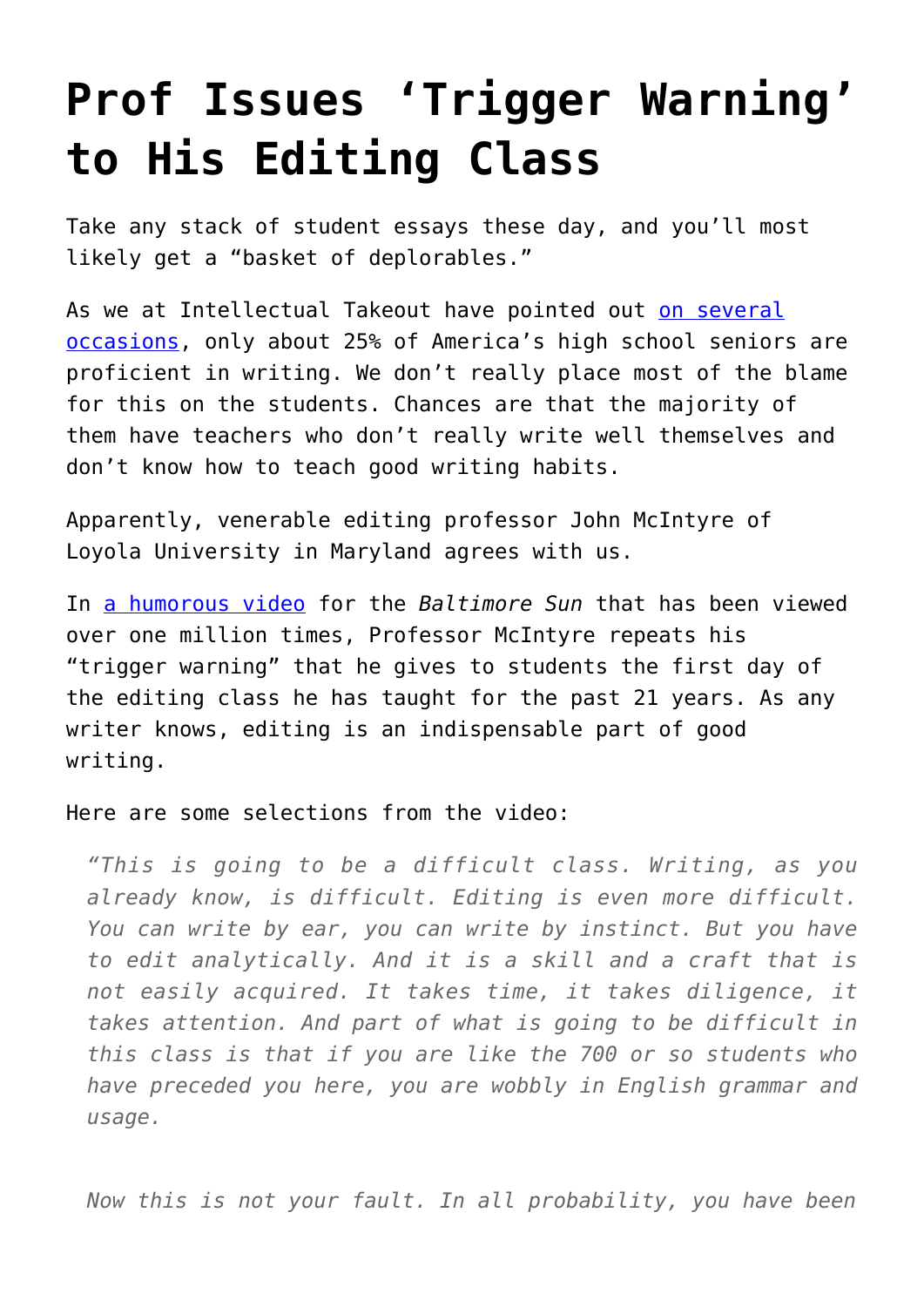# Prof Issues 'Trigger Warning' to His Editing Class

Take any stack of student essays these day, and you'll most likely get a "basket of deplorables."

As we at Intellectual Takeout have pointed out [on several occasions](), only about 25% of America's high school seniors are proficient in writing. We don't really place most of the blame for this on the students. Chances are that the majority of them have teachers who don't really write well themselves and don't know how to teach good writing habits.

Apparently, venerable editing professor John McIntyre of Loyola University in Maryland agrees with us.

In [a humorous video]() for the *Baltimore Sun* that has been viewed over one million times, Professor McIntyre repeats his "trigger warning" that he gives to students the first day of the editing class he has taught for the past 21 years. As any writer knows, editing is an indispensable part of good writing.

Here are some selections from the video:

> *"This is going to be a difficult class. Writing, as you already know, is difficult. Editing is even more difficult. You can write by ear, you can write by instinct. But you have to edit analytically. And it is a skill and a craft that is not easily acquired. It takes time, it takes diligence, it takes attention. And part of what is going to be difficult in this class is that if you are like the 700 or so students who have preceded you here, you are wobbly in English grammar and usage.*
>
> *Now this is not your fault. In all probability, you have been*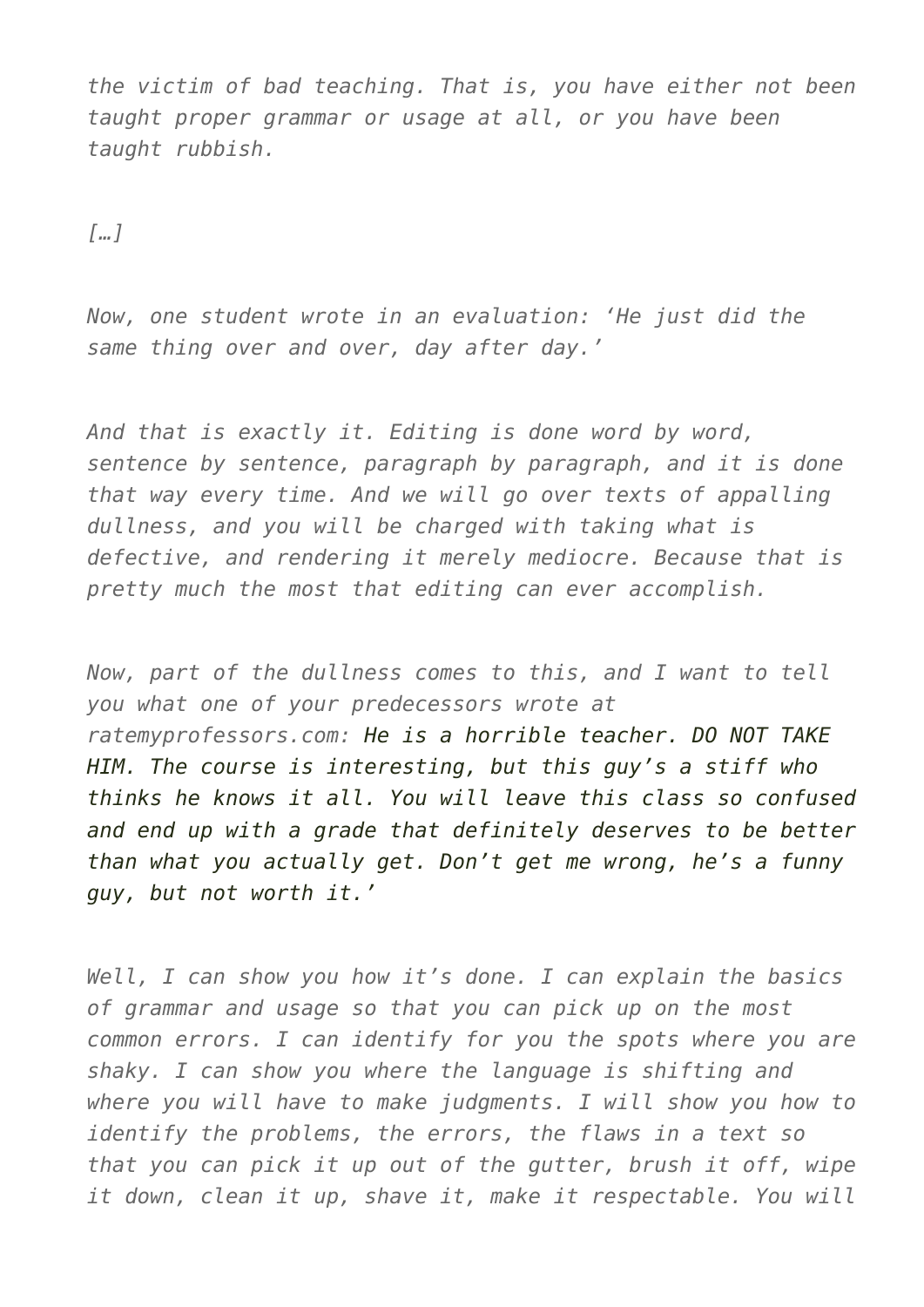*the victim of bad teaching. That is, you have either not been taught proper grammar or usage at all, or you have been taught rubbish.*

*[…]*

*Now, one student wrote in an evaluation: 'He just did the same thing over and over, day after day.'*

*And that is exactly it. Editing is done word by word, sentence by sentence, paragraph by paragraph, and it is done that way every time. And we will go over texts of appalling dullness, and you will be charged with taking what is defective, and rendering it merely mediocre. Because that is pretty much the most that editing can ever accomplish.*

*Now, part of the dullness comes to this, and I want to tell you what one of your predecessors wrote at ratemyprofessors.com: He is a horrible teacher. DO NOT TAKE HIM. The course is interesting, but this guy's a stiff who thinks he knows it all. You will leave this class so confused and end up with a grade that definitely deserves to be better than what you actually get. Don't get me wrong, he's a funny guy, but not worth it.'*

*Well, I can show you how it's done. I can explain the basics of grammar and usage so that you can pick up on the most common errors. I can identify for you the spots where you are shaky. I can show you where the language is shifting and where you will have to make judgments. I will show you how to identify the problems, the errors, the flaws in a text so that you can pick it up out of the gutter, brush it off, wipe it down, clean it up, shave it, make it respectable. You will*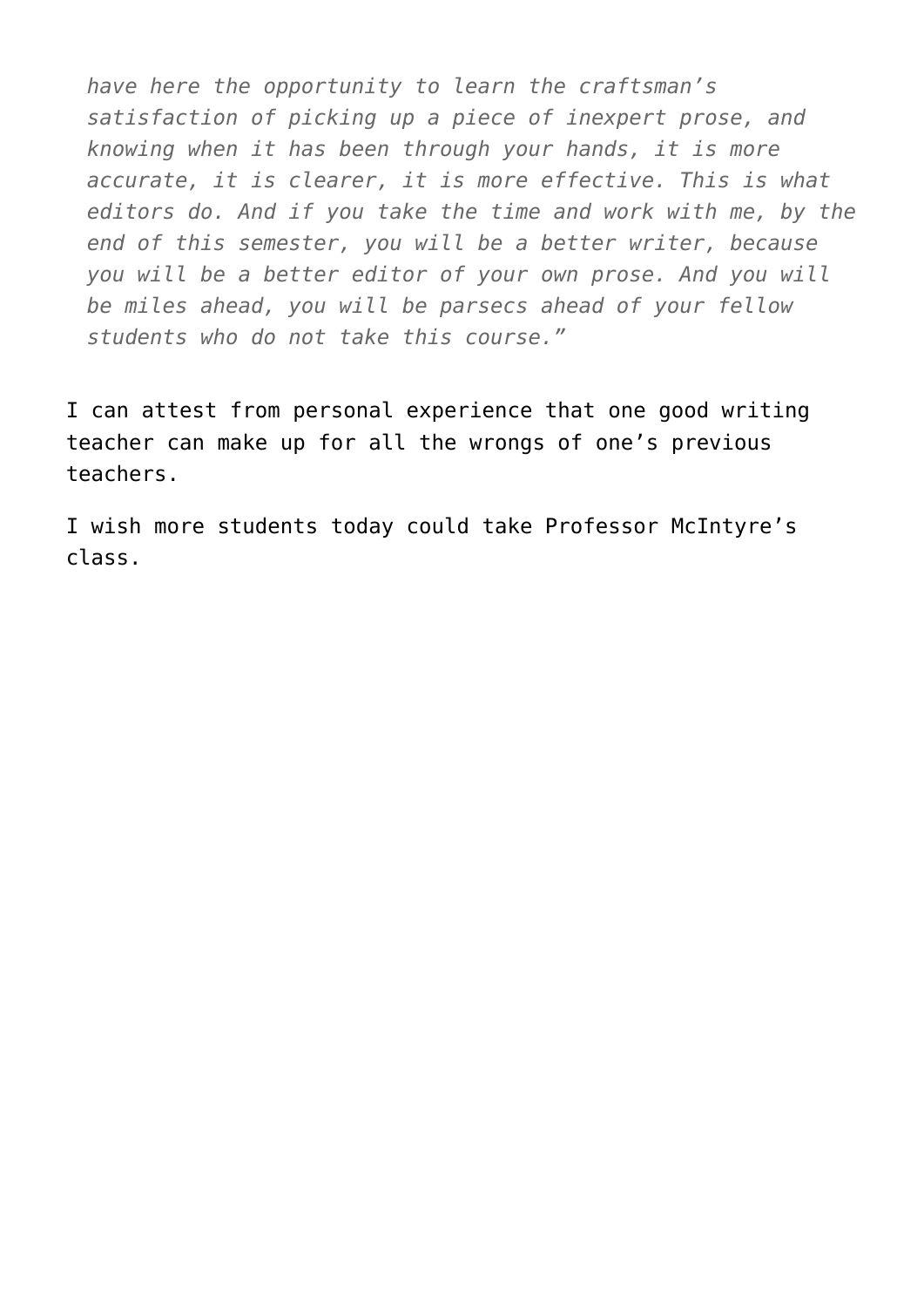> *have here the opportunity to learn the craftsman's satisfaction of picking up a piece of inexpert prose, and knowing when it has been through your hands, it is more accurate, it is clearer, it is more effective. This is what editors do. And if you take the time and work with me, by the end of this semester, you will be a better writer, because you will be a better editor of your own prose. And you will be miles ahead, you will be parsecs ahead of your fellow students who do not take this course."*

I can attest from personal experience that one good writing teacher can make up for all the wrongs of one's previous teachers.

I wish more students today could take Professor McIntyre's class.